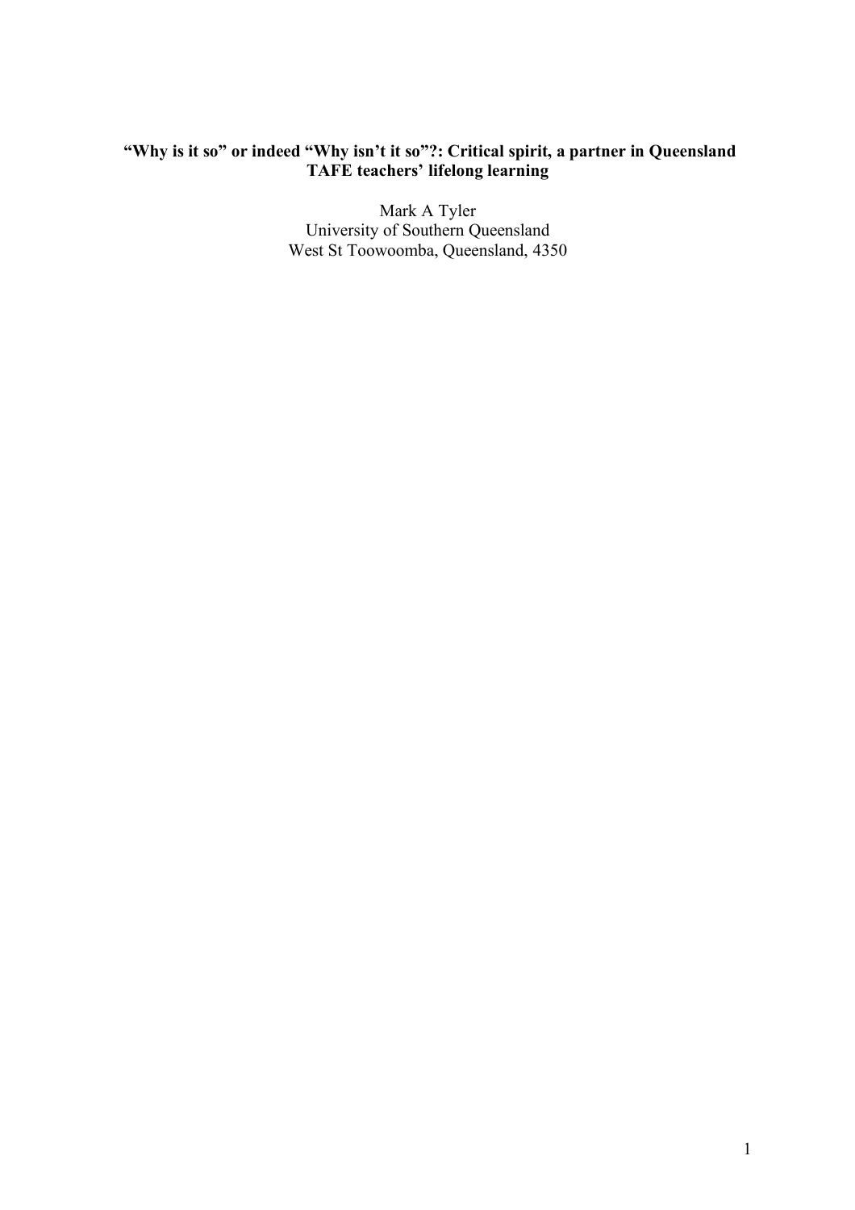# "Why is it so" or indeed "Why isn't it so"?: Critical spirit, a partner in Queensland TAFE teachers' lifelong learning

Mark A Tyler
University of Southern Queensland
West St Toowoomba, Queensland, 4350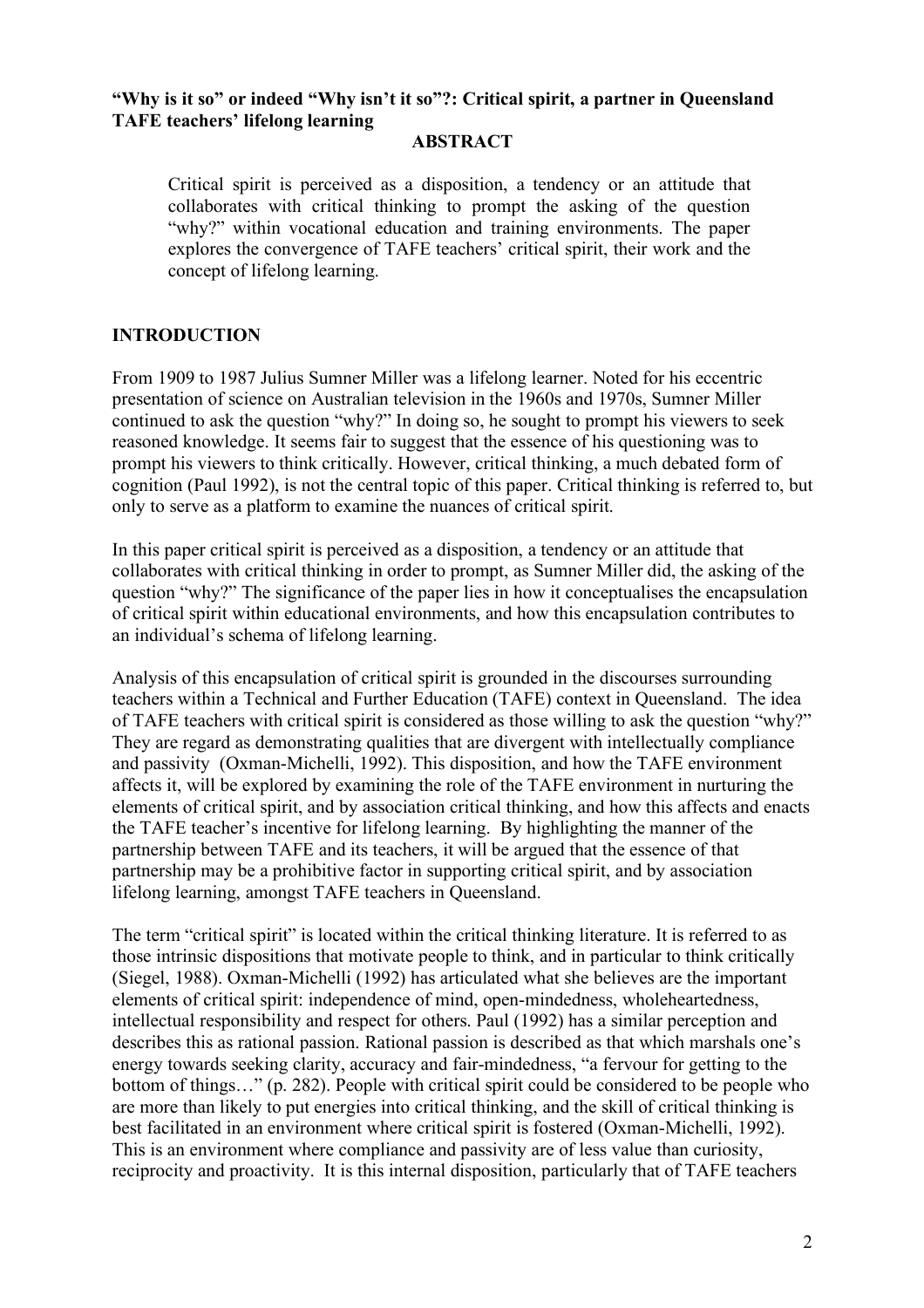**"Why is it so" or indeed "Why isn't it so"?: Critical spirit, a partner in Queensland TAFE teachers' lifelong learning**

**ABSTRACT**

> Critical spirit is perceived as a disposition, a tendency or an attitude that collaborates with critical thinking to prompt the asking of the question "why?" within vocational education and training environments. The paper explores the convergence of TAFE teachers' critical spirit, their work and the concept of lifelong learning.

## INTRODUCTION

From 1909 to 1987 Julius Sumner Miller was a lifelong learner. Noted for his eccentric presentation of science on Australian television in the 1960s and 1970s, Sumner Miller continued to ask the question "why?" In doing so, he sought to prompt his viewers to seek reasoned knowledge. It seems fair to suggest that the essence of his questioning was to prompt his viewers to think critically. However, critical thinking, a much debated form of cognition (Paul 1992), is not the central topic of this paper. Critical thinking is referred to, but only to serve as a platform to examine the nuances of critical spirit.

In this paper critical spirit is perceived as a disposition, a tendency or an attitude that collaborates with critical thinking in order to prompt, as Sumner Miller did, the asking of the question "why?" The significance of the paper lies in how it conceptualises the encapsulation of critical spirit within educational environments, and how this encapsulation contributes to an individual's schema of lifelong learning.

Analysis of this encapsulation of critical spirit is grounded in the discourses surrounding teachers within a Technical and Further Education (TAFE) context in Queensland. The idea of TAFE teachers with critical spirit is considered as those willing to ask the question "why?" They are regard as demonstrating qualities that are divergent with intellectually compliance and passivity (Oxman-Michelli, 1992). This disposition, and how the TAFE environment affects it, will be explored by examining the role of the TAFE environment in nurturing the elements of critical spirit, and by association critical thinking, and how this affects and enacts the TAFE teacher's incentive for lifelong learning. By highlighting the manner of the partnership between TAFE and its teachers, it will be argued that the essence of that partnership may be a prohibitive factor in supporting critical spirit, and by association lifelong learning, amongst TAFE teachers in Queensland.

The term "critical spirit" is located within the critical thinking literature. It is referred to as those intrinsic dispositions that motivate people to think, and in particular to think critically (Siegel, 1988). Oxman-Michelli (1992) has articulated what she believes are the important elements of critical spirit: independence of mind, open-mindedness, wholeheartedness, intellectual responsibility and respect for others. Paul (1992) has a similar perception and describes this as rational passion. Rational passion is described as that which marshals one's energy towards seeking clarity, accuracy and fair-mindedness, "a fervour for getting to the bottom of things…" (p. 282). People with critical spirit could be considered to be people who are more than likely to put energies into critical thinking, and the skill of critical thinking is best facilitated in an environment where critical spirit is fostered (Oxman-Michelli, 1992). This is an environment where compliance and passivity are of less value than curiosity, reciprocity and proactivity. It is this internal disposition, particularly that of TAFE teachers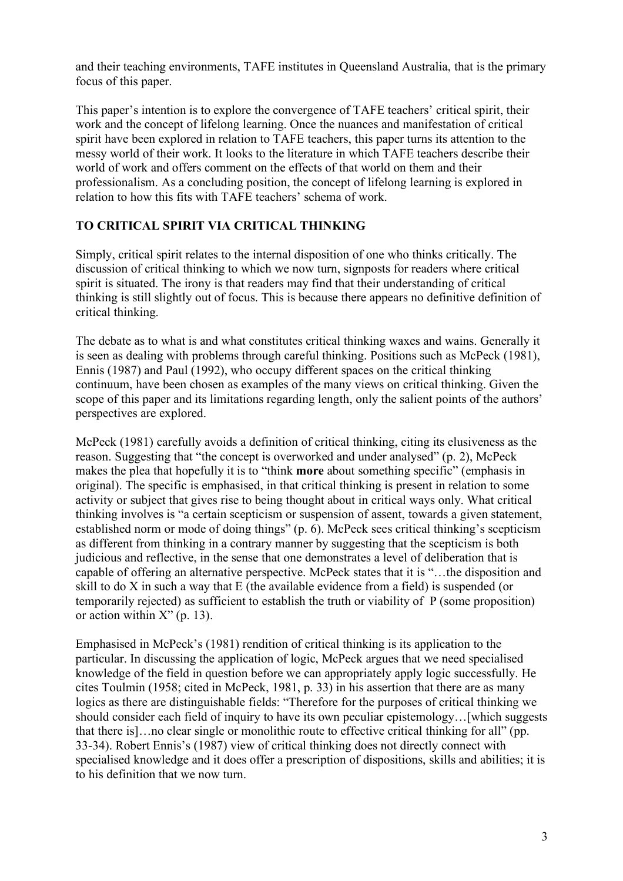and their teaching environments, TAFE institutes in Queensland Australia, that is the primary focus of this paper.

This paper's intention is to explore the convergence of TAFE teachers' critical spirit, their work and the concept of lifelong learning. Once the nuances and manifestation of critical spirit have been explored in relation to TAFE teachers, this paper turns its attention to the messy world of their work. It looks to the literature in which TAFE teachers describe their world of work and offers comment on the effects of that world on them and their professionalism. As a concluding position, the concept of lifelong learning is explored in relation to how this fits with TAFE teachers' schema of work.

## TO CRITICAL SPIRIT VIA CRITICAL THINKING

Simply, critical spirit relates to the internal disposition of one who thinks critically. The discussion of critical thinking to which we now turn, signposts for readers where critical spirit is situated. The irony is that readers may find that their understanding of critical thinking is still slightly out of focus. This is because there appears no definitive definition of critical thinking.

The debate as to what is and what constitutes critical thinking waxes and wains. Generally it is seen as dealing with problems through careful thinking. Positions such as McPeck (1981), Ennis (1987) and Paul (1992), who occupy different spaces on the critical thinking continuum, have been chosen as examples of the many views on critical thinking. Given the scope of this paper and its limitations regarding length, only the salient points of the authors' perspectives are explored.

McPeck (1981) carefully avoids a definition of critical thinking, citing its elusiveness as the reason. Suggesting that "the concept is overworked and under analysed" (p. 2), McPeck makes the plea that hopefully it is to "think **more** about something specific" (emphasis in original). The specific is emphasised, in that critical thinking is present in relation to some activity or subject that gives rise to being thought about in critical ways only. What critical thinking involves is "a certain scepticism or suspension of assent, towards a given statement, established norm or mode of doing things" (p. 6). McPeck sees critical thinking's scepticism as different from thinking in a contrary manner by suggesting that the scepticism is both judicious and reflective, in the sense that one demonstrates a level of deliberation that is capable of offering an alternative perspective. McPeck states that it is "…the disposition and skill to do X in such a way that E (the available evidence from a field) is suspended (or temporarily rejected) as sufficient to establish the truth or viability of P (some proposition) or action within X" (p. 13).

Emphasised in McPeck's (1981) rendition of critical thinking is its application to the particular. In discussing the application of logic, McPeck argues that we need specialised knowledge of the field in question before we can appropriately apply logic successfully. He cites Toulmin (1958; cited in McPeck, 1981, p. 33) in his assertion that there are as many logics as there are distinguishable fields: "Therefore for the purposes of critical thinking we should consider each field of inquiry to have its own peculiar epistemology…[which suggests that there is]…no clear single or monolithic route to effective critical thinking for all" (pp. 33-34). Robert Ennis's (1987) view of critical thinking does not directly connect with specialised knowledge and it does offer a prescription of dispositions, skills and abilities; it is to his definition that we now turn.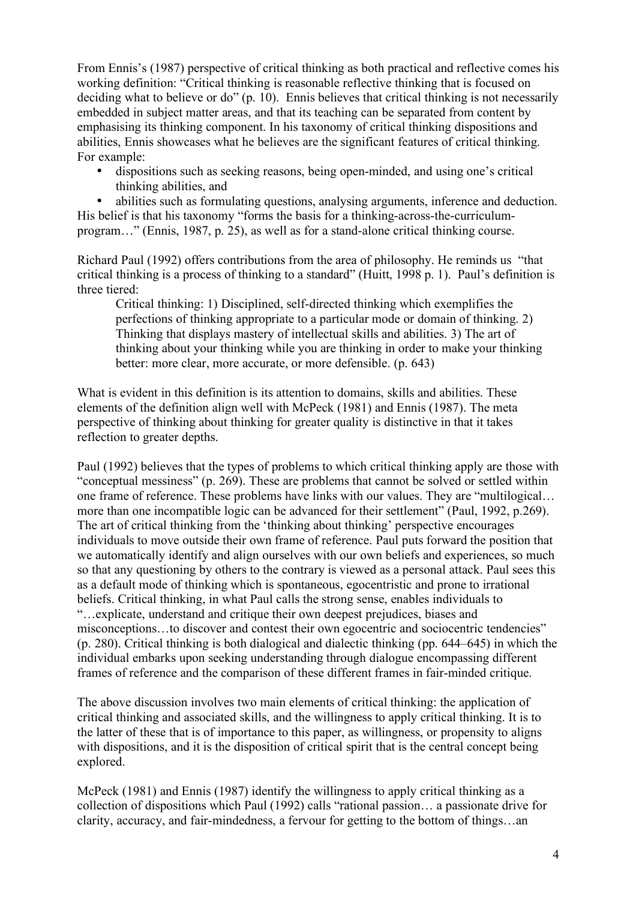From Ennis's (1987) perspective of critical thinking as both practical and reflective comes his working definition: "Critical thinking is reasonable reflective thinking that is focused on deciding what to believe or do" (p. 10). Ennis believes that critical thinking is not necessarily embedded in subject matter areas, and that its teaching can be separated from content by emphasising its thinking component. In his taxonomy of critical thinking dispositions and abilities, Ennis showcases what he believes are the significant features of critical thinking. For example:

- dispositions such as seeking reasons, being open-minded, and using one's critical thinking abilities, and
- abilities such as formulating questions, analysing arguments, inference and deduction.

His belief is that his taxonomy "forms the basis for a thinking-across-the-curriculum-program…" (Ennis, 1987, p. 25), as well as for a stand-alone critical thinking course.

Richard Paul (1992) offers contributions from the area of philosophy. He reminds us "that critical thinking is a process of thinking to a standard" (Huitt, 1998 p. 1). Paul's definition is three tiered:

> Critical thinking: 1) Disciplined, self-directed thinking which exemplifies the perfections of thinking appropriate to a particular mode or domain of thinking. 2) Thinking that displays mastery of intellectual skills and abilities. 3) The art of thinking about your thinking while you are thinking in order to make your thinking better: more clear, more accurate, or more defensible. (p. 643)

What is evident in this definition is its attention to domains, skills and abilities. These elements of the definition align well with McPeck (1981) and Ennis (1987). The meta perspective of thinking about thinking for greater quality is distinctive in that it takes reflection to greater depths.

Paul (1992) believes that the types of problems to which critical thinking apply are those with "conceptual messiness" (p. 269). These are problems that cannot be solved or settled within one frame of reference. These problems have links with our values. They are "multilogical… more than one incompatible logic can be advanced for their settlement" (Paul, 1992, p.269). The art of critical thinking from the 'thinking about thinking' perspective encourages individuals to move outside their own frame of reference. Paul puts forward the position that we automatically identify and align ourselves with our own beliefs and experiences, so much so that any questioning by others to the contrary is viewed as a personal attack. Paul sees this as a default mode of thinking which is spontaneous, egocentristic and prone to irrational beliefs. Critical thinking, in what Paul calls the strong sense, enables individuals to "…explicate, understand and critique their own deepest prejudices, biases and misconceptions…to discover and contest their own egocentric and sociocentric tendencies" (p. 280). Critical thinking is both dialogical and dialectic thinking (pp. 644–645) in which the individual embarks upon seeking understanding through dialogue encompassing different frames of reference and the comparison of these different frames in fair-minded critique.

The above discussion involves two main elements of critical thinking: the application of critical thinking and associated skills, and the willingness to apply critical thinking. It is to the latter of these that is of importance to this paper, as willingness, or propensity to aligns with dispositions, and it is the disposition of critical spirit that is the central concept being explored.

McPeck (1981) and Ennis (1987) identify the willingness to apply critical thinking as a collection of dispositions which Paul (1992) calls "rational passion… a passionate drive for clarity, accuracy, and fair-mindedness, a fervour for getting to the bottom of things…an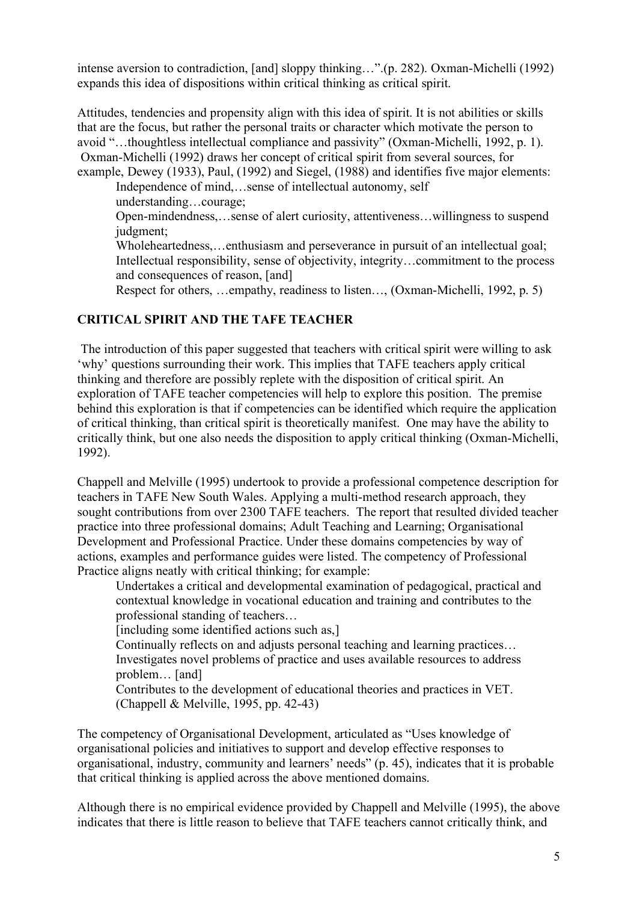intense aversion to contradiction, [and] sloppy thinking…".(p. 282). Oxman-Michelli (1992) expands this idea of dispositions within critical thinking as critical spirit.

Attitudes, tendencies and propensity align with this idea of spirit. It is not abilities or skills that are the focus, but rather the personal traits or character which motivate the person to avoid "…thoughtless intellectual compliance and passivity" (Oxman-Michelli, 1992, p. 1). Oxman-Michelli (1992) draws her concept of critical spirit from several sources, for example, Dewey (1933), Paul, (1992) and Siegel, (1988) and identifies five major elements:

> Independence of mind,…sense of intellectual autonomy, self understanding…courage;
> Open-mindendness,…sense of alert curiosity, attentiveness…willingness to suspend judgment;
> Wholeheartedness,…enthusiasm and perseverance in pursuit of an intellectual goal;
> Intellectual responsibility, sense of objectivity, integrity…commitment to the process and consequences of reason, [and]
> Respect for others, …empathy, readiness to listen…, (Oxman-Michelli, 1992, p. 5)

## CRITICAL SPIRIT AND THE TAFE TEACHER

The introduction of this paper suggested that teachers with critical spirit were willing to ask 'why' questions surrounding their work. This implies that TAFE teachers apply critical thinking and therefore are possibly replete with the disposition of critical spirit. An exploration of TAFE teacher competencies will help to explore this position. The premise behind this exploration is that if competencies can be identified which require the application of critical thinking, than critical spirit is theoretically manifest. One may have the ability to critically think, but one also needs the disposition to apply critical thinking (Oxman-Michelli, 1992).

Chappell and Melville (1995) undertook to provide a professional competence description for teachers in TAFE New South Wales. Applying a multi-method research approach, they sought contributions from over 2300 TAFE teachers. The report that resulted divided teacher practice into three professional domains; Adult Teaching and Learning; Organisational Development and Professional Practice. Under these domains competencies by way of actions, examples and performance guides were listed. The competency of Professional Practice aligns neatly with critical thinking; for example:

> Undertakes a critical and developmental examination of pedagogical, practical and contextual knowledge in vocational education and training and contributes to the professional standing of teachers…
> [including some identified actions such as,]
> Continually reflects on and adjusts personal teaching and learning practices…
> Investigates novel problems of practice and uses available resources to address problem… [and]
> Contributes to the development of educational theories and practices in VET. (Chappell & Melville, 1995, pp. 42-43)

The competency of Organisational Development, articulated as "Uses knowledge of organisational policies and initiatives to support and develop effective responses to organisational, industry, community and learners' needs" (p. 45), indicates that it is probable that critical thinking is applied across the above mentioned domains.

Although there is no empirical evidence provided by Chappell and Melville (1995), the above indicates that there is little reason to believe that TAFE teachers cannot critically think, and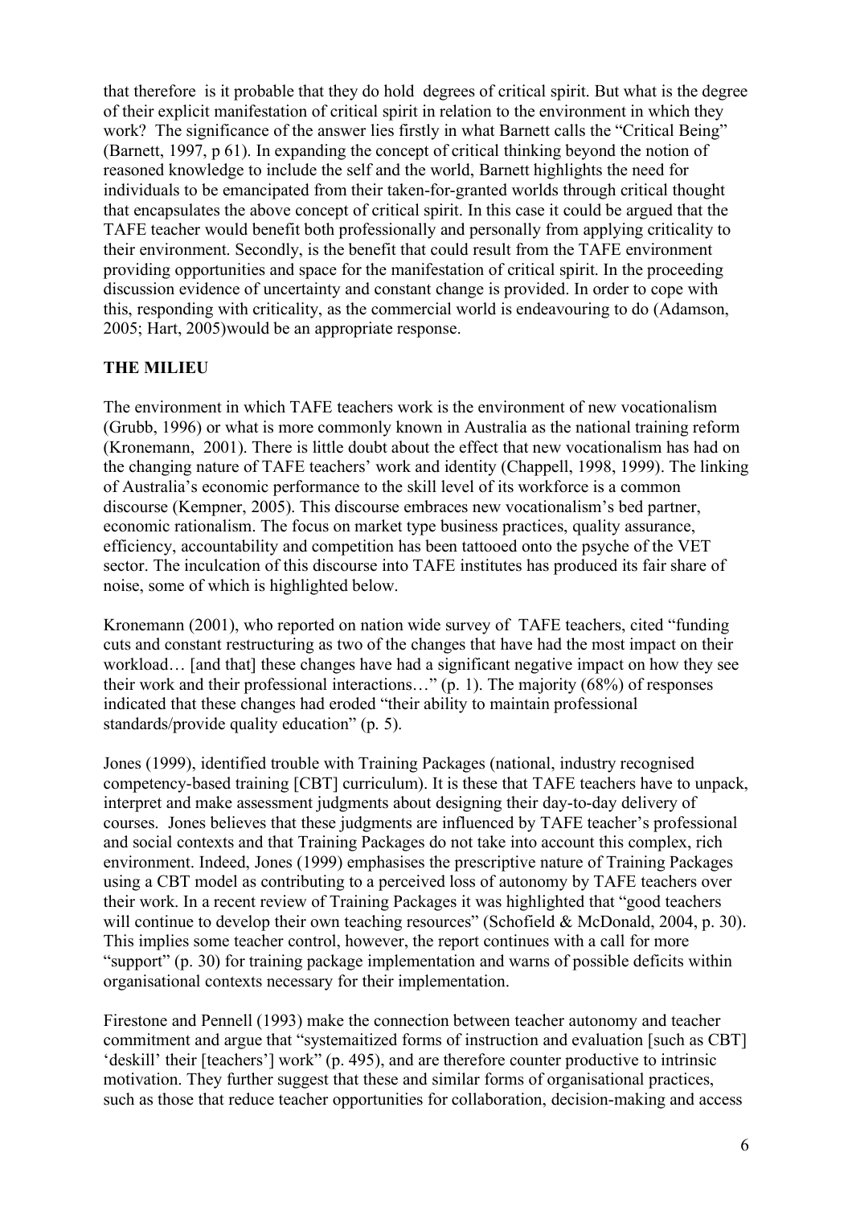that therefore is it probable that they do hold degrees of critical spirit. But what is the degree of their explicit manifestation of critical spirit in relation to the environment in which they work? The significance of the answer lies firstly in what Barnett calls the "Critical Being" (Barnett, 1997, p 61). In expanding the concept of critical thinking beyond the notion of reasoned knowledge to include the self and the world, Barnett highlights the need for individuals to be emancipated from their taken-for-granted worlds through critical thought that encapsulates the above concept of critical spirit. In this case it could be argued that the TAFE teacher would benefit both professionally and personally from applying criticality to their environment. Secondly, is the benefit that could result from the TAFE environment providing opportunities and space for the manifestation of critical spirit. In the proceeding discussion evidence of uncertainty and constant change is provided. In order to cope with this, responding with criticality, as the commercial world is endeavouring to do (Adamson, 2005; Hart, 2005)would be an appropriate response.

## THE MILIEU

The environment in which TAFE teachers work is the environment of new vocationalism (Grubb, 1996) or what is more commonly known in Australia as the national training reform (Kronemann, 2001). There is little doubt about the effect that new vocationalism has had on the changing nature of TAFE teachers' work and identity (Chappell, 1998, 1999). The linking of Australia's economic performance to the skill level of its workforce is a common discourse (Kempner, 2005). This discourse embraces new vocationalism's bed partner, economic rationalism. The focus on market type business practices, quality assurance, efficiency, accountability and competition has been tattooed onto the psyche of the VET sector. The inculcation of this discourse into TAFE institutes has produced its fair share of noise, some of which is highlighted below.

Kronemann (2001), who reported on nation wide survey of TAFE teachers, cited "funding cuts and constant restructuring as two of the changes that have had the most impact on their workload… [and that] these changes have had a significant negative impact on how they see their work and their professional interactions…" (p. 1). The majority (68%) of responses indicated that these changes had eroded "their ability to maintain professional standards/provide quality education" (p. 5).

Jones (1999), identified trouble with Training Packages (national, industry recognised competency-based training [CBT] curriculum). It is these that TAFE teachers have to unpack, interpret and make assessment judgments about designing their day-to-day delivery of courses. Jones believes that these judgments are influenced by TAFE teacher's professional and social contexts and that Training Packages do not take into account this complex, rich environment. Indeed, Jones (1999) emphasises the prescriptive nature of Training Packages using a CBT model as contributing to a perceived loss of autonomy by TAFE teachers over their work. In a recent review of Training Packages it was highlighted that "good teachers will continue to develop their own teaching resources" (Schofield & McDonald, 2004, p. 30). This implies some teacher control, however, the report continues with a call for more "support" (p. 30) for training package implementation and warns of possible deficits within organisational contexts necessary for their implementation.

Firestone and Pennell (1993) make the connection between teacher autonomy and teacher commitment and argue that "systemaitized forms of instruction and evaluation [such as CBT] 'deskill' their [teachers'] work" (p. 495), and are therefore counter productive to intrinsic motivation. They further suggest that these and similar forms of organisational practices, such as those that reduce teacher opportunities for collaboration, decision-making and access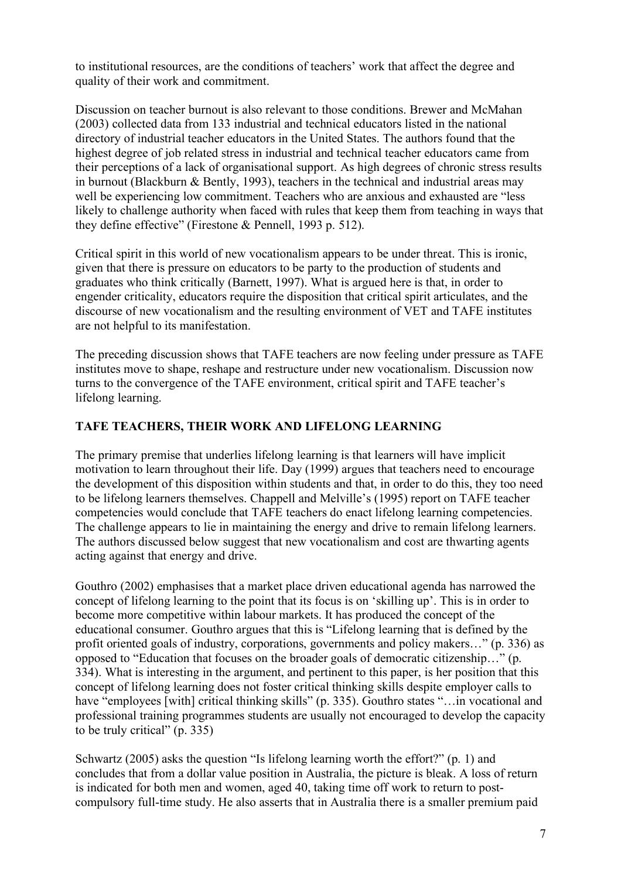to institutional resources, are the conditions of teachers' work that affect the degree and quality of their work and commitment.

Discussion on teacher burnout is also relevant to those conditions. Brewer and McMahan (2003) collected data from 133 industrial and technical educators listed in the national directory of industrial teacher educators in the United States. The authors found that the highest degree of job related stress in industrial and technical teacher educators came from their perceptions of a lack of organisational support. As high degrees of chronic stress results in burnout (Blackburn & Bently, 1993), teachers in the technical and industrial areas may well be experiencing low commitment. Teachers who are anxious and exhausted are "less likely to challenge authority when faced with rules that keep them from teaching in ways that they define effective" (Firestone & Pennell, 1993 p. 512).

Critical spirit in this world of new vocationalism appears to be under threat. This is ironic, given that there is pressure on educators to be party to the production of students and graduates who think critically (Barnett, 1997). What is argued here is that, in order to engender criticality, educators require the disposition that critical spirit articulates, and the discourse of new vocationalism and the resulting environment of VET and TAFE institutes are not helpful to its manifestation.

The preceding discussion shows that TAFE teachers are now feeling under pressure as TAFE institutes move to shape, reshape and restructure under new vocationalism. Discussion now turns to the convergence of the TAFE environment, critical spirit and TAFE teacher's lifelong learning.

## TAFE TEACHERS, THEIR WORK AND LIFELONG LEARNING

The primary premise that underlies lifelong learning is that learners will have implicit motivation to learn throughout their life. Day (1999) argues that teachers need to encourage the development of this disposition within students and that, in order to do this, they too need to be lifelong learners themselves. Chappell and Melville's (1995) report on TAFE teacher competencies would conclude that TAFE teachers do enact lifelong learning competencies. The challenge appears to lie in maintaining the energy and drive to remain lifelong learners. The authors discussed below suggest that new vocationalism and cost are thwarting agents acting against that energy and drive.

Gouthro (2002) emphasises that a market place driven educational agenda has narrowed the concept of lifelong learning to the point that its focus is on 'skilling up'. This is in order to become more competitive within labour markets. It has produced the concept of the educational consumer. Gouthro argues that this is "Lifelong learning that is defined by the profit oriented goals of industry, corporations, governments and policy makers…" (p. 336) as opposed to "Education that focuses on the broader goals of democratic citizenship…" (p. 334). What is interesting in the argument, and pertinent to this paper, is her position that this concept of lifelong learning does not foster critical thinking skills despite employer calls to have "employees [with] critical thinking skills" (p. 335). Gouthro states "…in vocational and professional training programmes students are usually not encouraged to develop the capacity to be truly critical" (p. 335)

Schwartz (2005) asks the question "Is lifelong learning worth the effort?" (p. 1) and concludes that from a dollar value position in Australia, the picture is bleak. A loss of return is indicated for both men and women, aged 40, taking time off work to return to post-compulsory full-time study. He also asserts that in Australia there is a smaller premium paid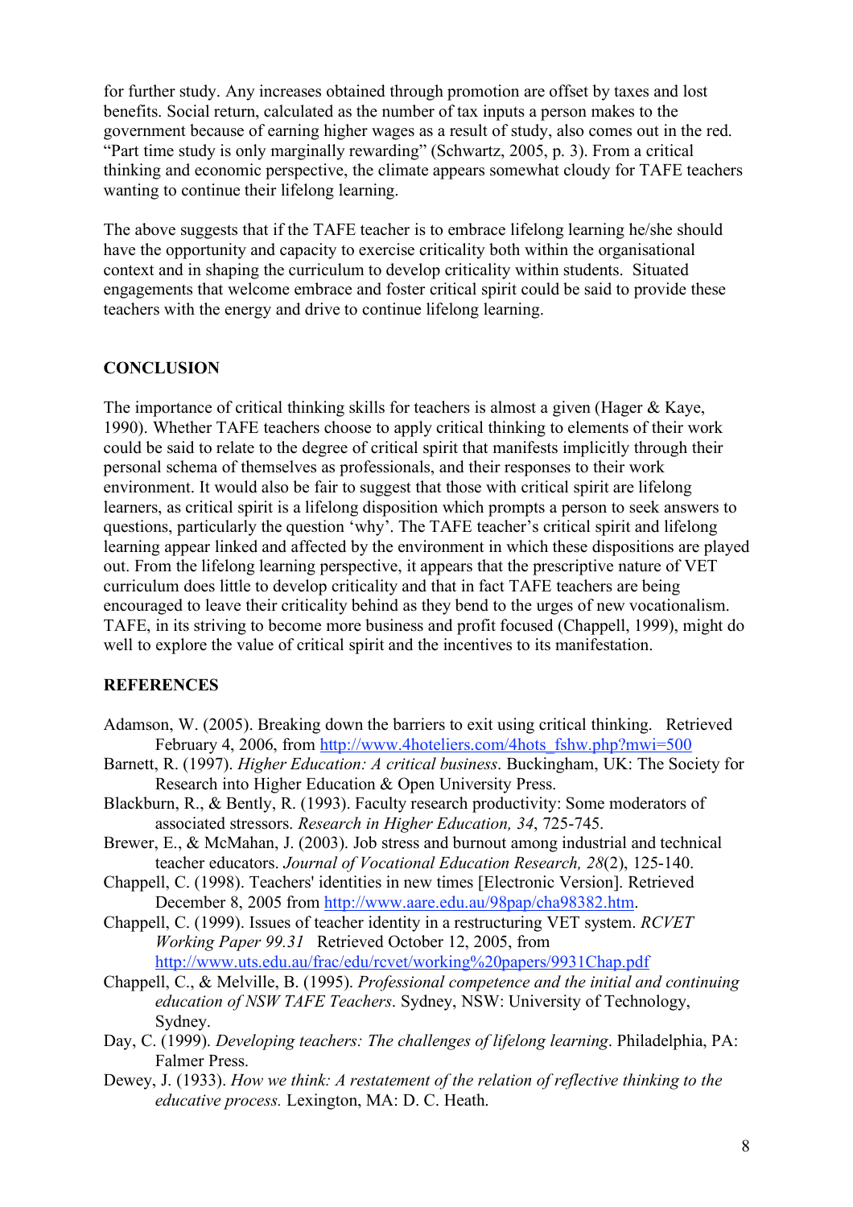for further study. Any increases obtained through promotion are offset by taxes and lost benefits. Social return, calculated as the number of tax inputs a person makes to the government because of earning higher wages as a result of study, also comes out in the red. "Part time study is only marginally rewarding" (Schwartz, 2005, p. 3). From a critical thinking and economic perspective, the climate appears somewhat cloudy for TAFE teachers wanting to continue their lifelong learning.

The above suggests that if the TAFE teacher is to embrace lifelong learning he/she should have the opportunity and capacity to exercise criticality both within the organisational context and in shaping the curriculum to develop criticality within students. Situated engagements that welcome embrace and foster critical spirit could be said to provide these teachers with the energy and drive to continue lifelong learning.

## CONCLUSION

The importance of critical thinking skills for teachers is almost a given (Hager & Kaye, 1990). Whether TAFE teachers choose to apply critical thinking to elements of their work could be said to relate to the degree of critical spirit that manifests implicitly through their personal schema of themselves as professionals, and their responses to their work environment. It would also be fair to suggest that those with critical spirit are lifelong learners, as critical spirit is a lifelong disposition which prompts a person to seek answers to questions, particularly the question 'why'. The TAFE teacher's critical spirit and lifelong learning appear linked and affected by the environment in which these dispositions are played out. From the lifelong learning perspective, it appears that the prescriptive nature of VET curriculum does little to develop criticality and that in fact TAFE teachers are being encouraged to leave their criticality behind as they bend to the urges of new vocationalism. TAFE, in its striving to become more business and profit focused (Chappell, 1999), might do well to explore the value of critical spirit and the incentives to its manifestation.

## REFERENCES

Adamson, W. (2005). Breaking down the barriers to exit using critical thinking. Retrieved February 4, 2006, from http://www.4hoteliers.com/4hots_fshw.php?mwi=500

Barnett, R. (1997). *Higher Education: A critical business*. Buckingham, UK: The Society for Research into Higher Education & Open University Press.

Blackburn, R., & Bently, R. (1993). Faculty research productivity: Some moderators of associated stressors. *Research in Higher Education, 34*, 725-745.

Brewer, E., & McMahan, J. (2003). Job stress and burnout among industrial and technical teacher educators. *Journal of Vocational Education Research, 28*(2), 125-140.

Chappell, C. (1998). Teachers' identities in new times [Electronic Version]. Retrieved December 8, 2005 from http://www.aare.edu.au/98pap/cha98382.htm.

Chappell, C. (1999). Issues of teacher identity in a restructuring VET system. *RCVET Working Paper 99.31* Retrieved October 12, 2005, from http://www.uts.edu.au/frac/edu/rcvet/working%20papers/9931Chap.pdf

Chappell, C., & Melville, B. (1995). *Professional competence and the initial and continuing education of NSW TAFE Teachers*. Sydney, NSW: University of Technology, Sydney.

Day, C. (1999). *Developing teachers: The challenges of lifelong learning*. Philadelphia, PA: Falmer Press.

Dewey, J. (1933). *How we think: A restatement of the relation of reflective thinking to the educative process.* Lexington, MA: D. C. Heath.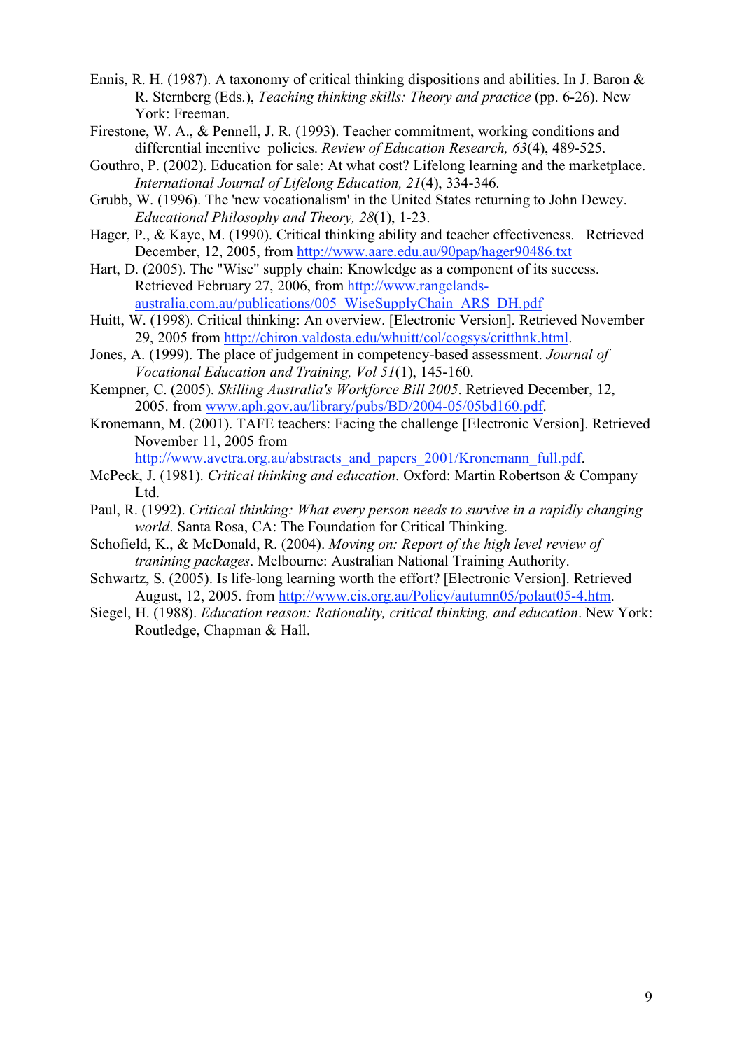Ennis, R. H. (1987). A taxonomy of critical thinking dispositions and abilities. In J. Baron & R. Sternberg (Eds.), *Teaching thinking skills: Theory and practice* (pp. 6-26). New York: Freeman.

Firestone, W. A., & Pennell, J. R. (1993). Teacher commitment, working conditions and differential incentive policies. *Review of Education Research, 63*(4), 489-525.

Gouthro, P. (2002). Education for sale: At what cost? Lifelong learning and the marketplace. *International Journal of Lifelong Education, 21*(4), 334-346.

Grubb, W. (1996). The 'new vocationalism' in the United States returning to John Dewey. *Educational Philosophy and Theory, 28*(1), 1-23.

Hager, P., & Kaye, M. (1990). Critical thinking ability and teacher effectiveness. Retrieved December, 12, 2005, from http://www.aare.edu.au/90pap/hager90486.txt

Hart, D. (2005). The "Wise" supply chain: Knowledge as a component of its success. Retrieved February 27, 2006, from http://www.rangelands-australia.com.au/publications/005_WiseSupplyChain_ARS_DH.pdf

Huitt, W. (1998). Critical thinking: An overview. [Electronic Version]. Retrieved November 29, 2005 from http://chiron.valdosta.edu/whuitt/col/cogsys/critthnk.html.

Jones, A. (1999). The place of judgement in competency-based assessment. *Journal of Vocational Education and Training, Vol 51*(1), 145-160.

Kempner, C. (2005). *Skilling Australia's Workforce Bill 2005*. Retrieved December, 12, 2005. from www.aph.gov.au/library/pubs/BD/2004-05/05bd160.pdf.

Kronemann, M. (2001). TAFE teachers: Facing the challenge [Electronic Version]. Retrieved November 11, 2005 from http://www.avetra.org.au/abstracts_and_papers_2001/Kronemann_full.pdf.

McPeck, J. (1981). *Critical thinking and education*. Oxford: Martin Robertson & Company Ltd.

Paul, R. (1992). *Critical thinking: What every person needs to survive in a rapidly changing world*. Santa Rosa, CA: The Foundation for Critical Thinking.

Schofield, K., & McDonald, R. (2004). *Moving on: Report of the high level review of tranining packages*. Melbourne: Australian National Training Authority.

Schwartz, S. (2005). Is life-long learning worth the effort? [Electronic Version]. Retrieved August, 12, 2005. from http://www.cis.org.au/Policy/autumn05/polaut05-4.htm.

Siegel, H. (1988). *Education reason: Rationality, critical thinking, and education*. New York: Routledge, Chapman & Hall.